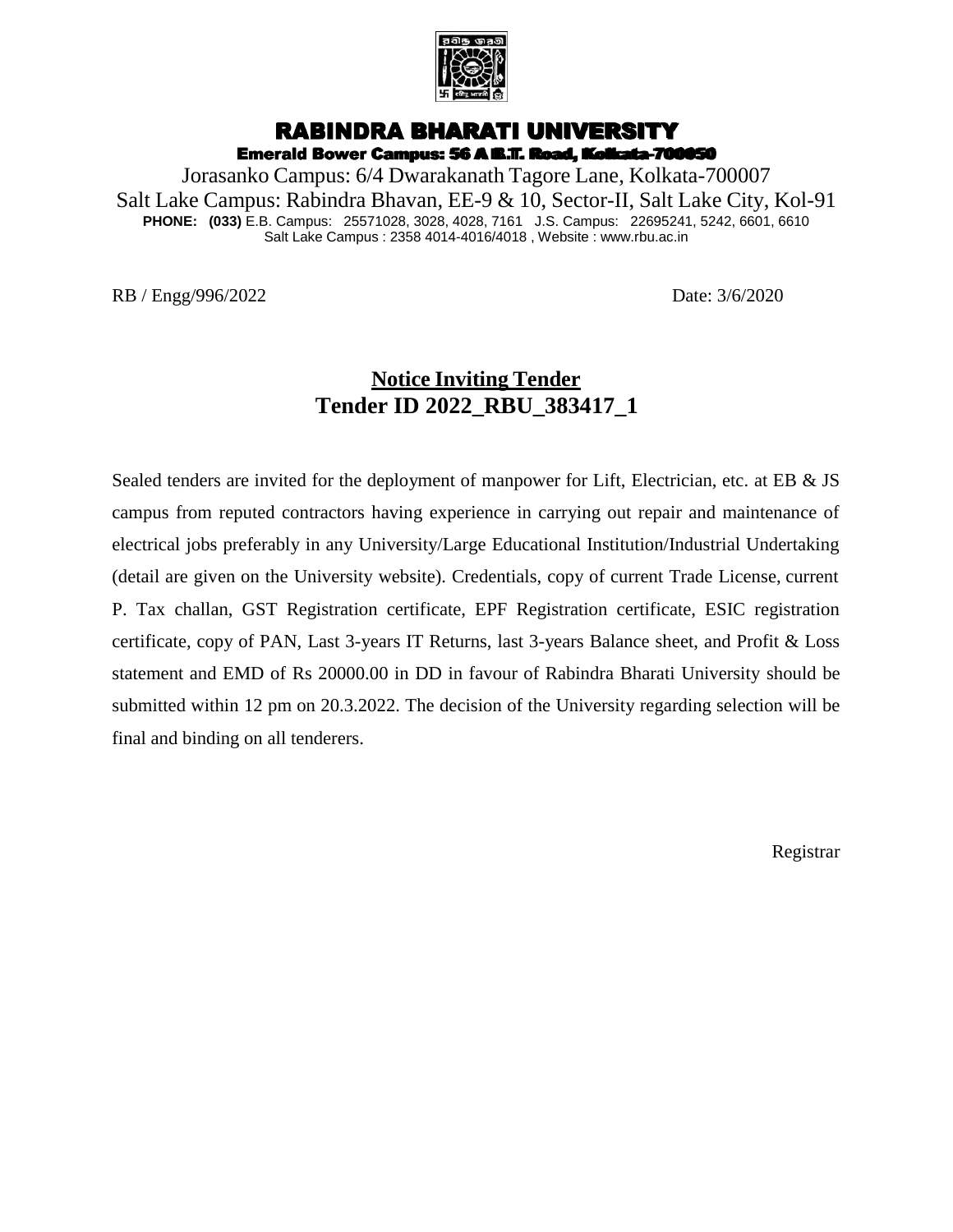# RABINDRA BHARATI UNIVERSITY

**Emerald Bower Campus: 56 A B.T. Road, Kolkata-700050**

Jorasanko Campus: 6/4 Dwarakanath Tagore Lane, Kolkata-700007

Salt Lake Campus: Rabindra Bhavan, EE-9 & 10, Sector-II, Salt Lake City, Kol-91

**PHONE: (033)** E.B. Campus: 25571028, 3028, 4028, 7161 J.S. Campus: 22695241, 5242, 6601, 6610

Salt Lake Campus : 2358 4014-4016/4018 , Website : www.rbu.ac.in

RB / Engg/996/2022 Date: 3/6/2020

## Notice Inviting Tender
## Tender ID 2022_RBU_383417_1

Sealed tenders are invited for the deployment of manpower for Lift, Electrician, etc. at EB & JS campus from reputed contractors having experience in carrying out repair and maintenance of electrical jobs preferably in any University/Large Educational Institution/Industrial Undertaking (detail are given on the University website). Credentials, copy of current Trade License, current P. Tax challan, GST Registration certificate, EPF Registration certificate, ESIC registration certificate, copy of PAN, Last 3-years IT Returns, last 3-years Balance sheet, and Profit & Loss statement and EMD of Rs 20000.00 in DD in favour of Rabindra Bharati University should be submitted within 12 pm on 20.3.2022. The decision of the University regarding selection will be final and binding on all tenderers.

Registrar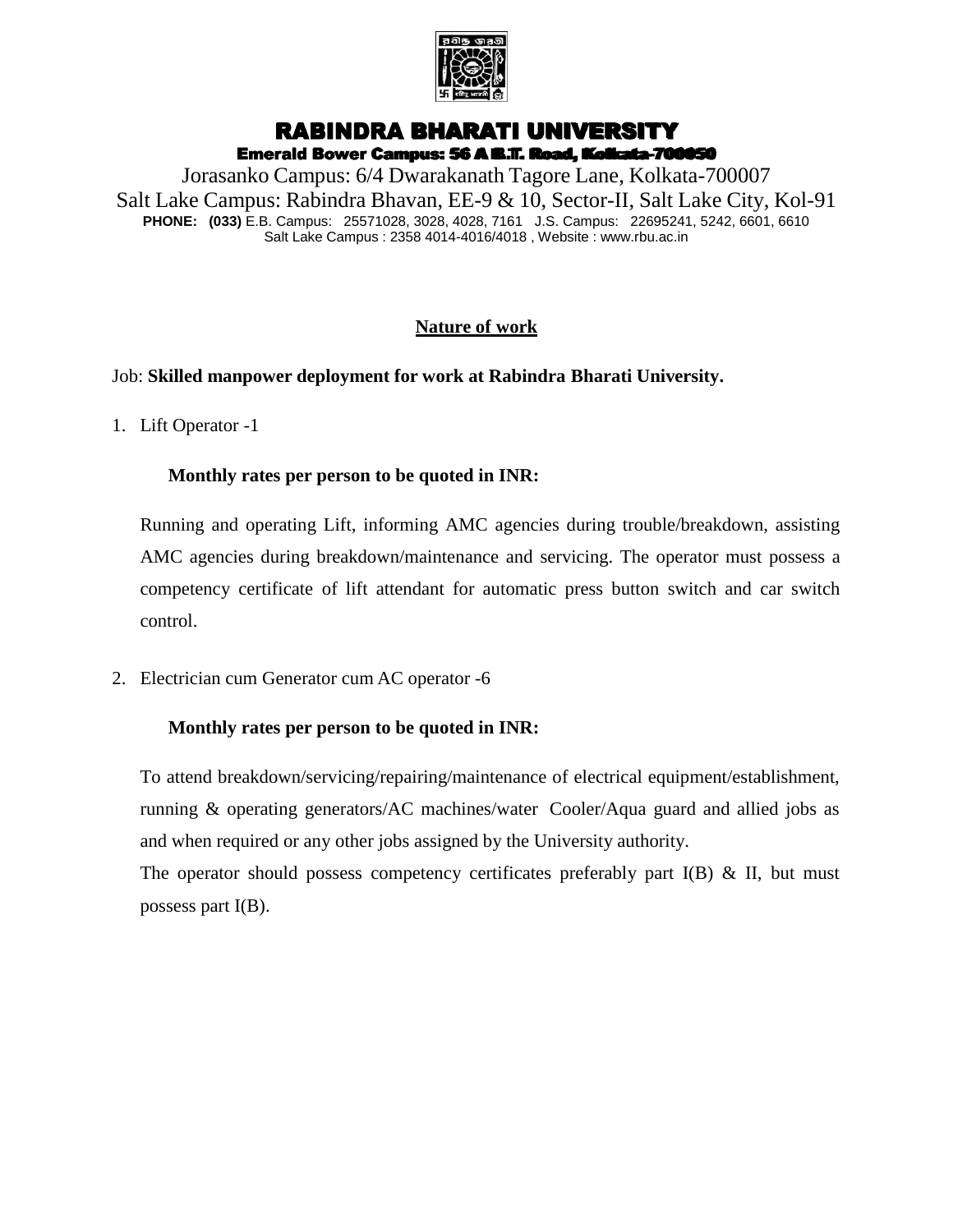# RABINDRA BHARATI UNIVERSITY

**Emerald Bower Campus: 56 A B.T. Road, Kolkata-700050**

Jorasanko Campus: 6/4 Dwarakanath Tagore Lane, Kolkata-700007

Salt Lake Campus: Rabindra Bhavan, EE-9 & 10, Sector-II, Salt Lake City, Kol-91

**PHONE: (033)** E.B. Campus: 25571028, 3028, 4028, 7161 J.S. Campus: 22695241, 5242, 6601, 6610

Salt Lake Campus : 2358 4014-4016/4018 , Website : www.rbu.ac.in

## Nature of work

Job: **Skilled manpower deployment for work at Rabindra Bharati University.**

1. Lift Operator -1

   **Monthly rates per person to be quoted in INR:**

   Running and operating Lift, informing AMC agencies during trouble/breakdown, assisting AMC agencies during breakdown/maintenance and servicing. The operator must possess a competency certificate of lift attendant for automatic press button switch and car switch control.

2. Electrician cum Generator cum AC operator -6

   **Monthly rates per person to be quoted in INR:**

   To attend breakdown/servicing/repairing/maintenance of electrical equipment/establishment, running & operating generators/AC machines/water Cooler/Aqua guard and allied jobs as and when required or any other jobs assigned by the University authority.

   The operator should possess competency certificates preferably part I(B) & II, but must possess part I(B).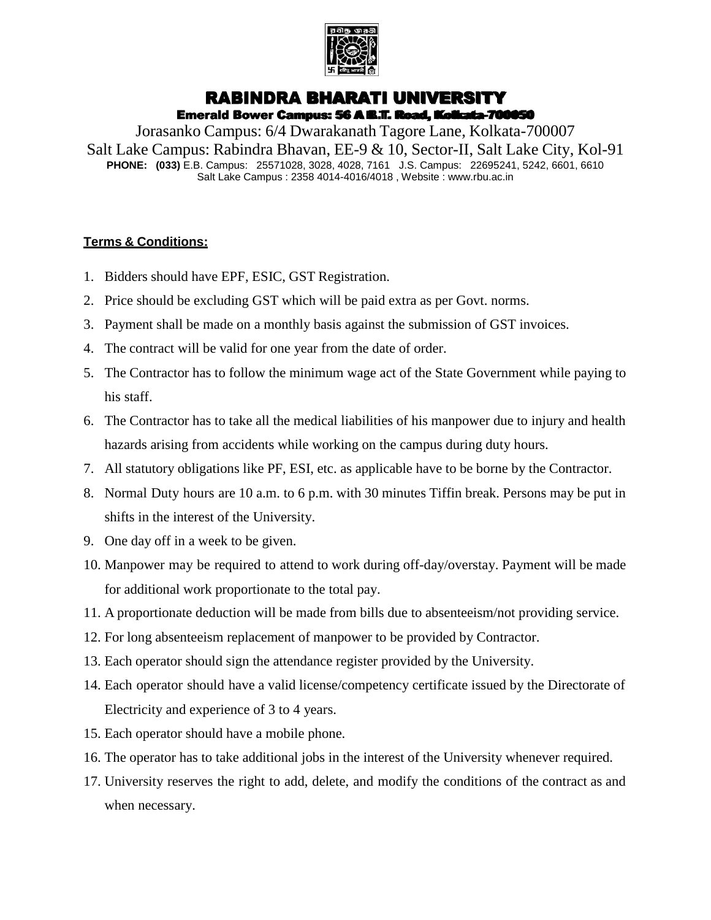# RABINDRA BHARATI UNIVERSITY

**Emerald Bower Campus: 56 A B.T. Road, Kolkata-700050**

Jorasanko Campus: 6/4 Dwarakanath Tagore Lane, Kolkata-700007

Salt Lake Campus: Rabindra Bhavan, EE-9 & 10, Sector-II, Salt Lake City, Kol-91

**PHONE: (033)** E.B. Campus: 25571028, 3028, 4028, 7161 J.S. Campus: 22695241, 5242, 6601, 6610

Salt Lake Campus : 2358 4014-4016/4018 , Website : www.rbu.ac.in

**Terms & Conditions:**

1. Bidders should have EPF, ESIC, GST Registration.
2. Price should be excluding GST which will be paid extra as per Govt. norms.
3. Payment shall be made on a monthly basis against the submission of GST invoices.
4. The contract will be valid for one year from the date of order.
5. The Contractor has to follow the minimum wage act of the State Government while paying to his staff.
6. The Contractor has to take all the medical liabilities of his manpower due to injury and health hazards arising from accidents while working on the campus during duty hours.
7. All statutory obligations like PF, ESI, etc. as applicable have to be borne by the Contractor.
8. Normal Duty hours are 10 a.m. to 6 p.m. with 30 minutes Tiffin break. Persons may be put in shifts in the interest of the University.
9. One day off in a week to be given.
10. Manpower may be required to attend to work during off-day/overstay. Payment will be made for additional work proportionate to the total pay.
11. A proportionate deduction will be made from bills due to absenteeism/not providing service.
12. For long absenteeism replacement of manpower to be provided by Contractor.
13. Each operator should sign the attendance register provided by the University.
14. Each operator should have a valid license/competency certificate issued by the Directorate of Electricity and experience of 3 to 4 years.
15. Each operator should have a mobile phone.
16. The operator has to take additional jobs in the interest of the University whenever required.
17. University reserves the right to add, delete, and modify the conditions of the contract as and when necessary.